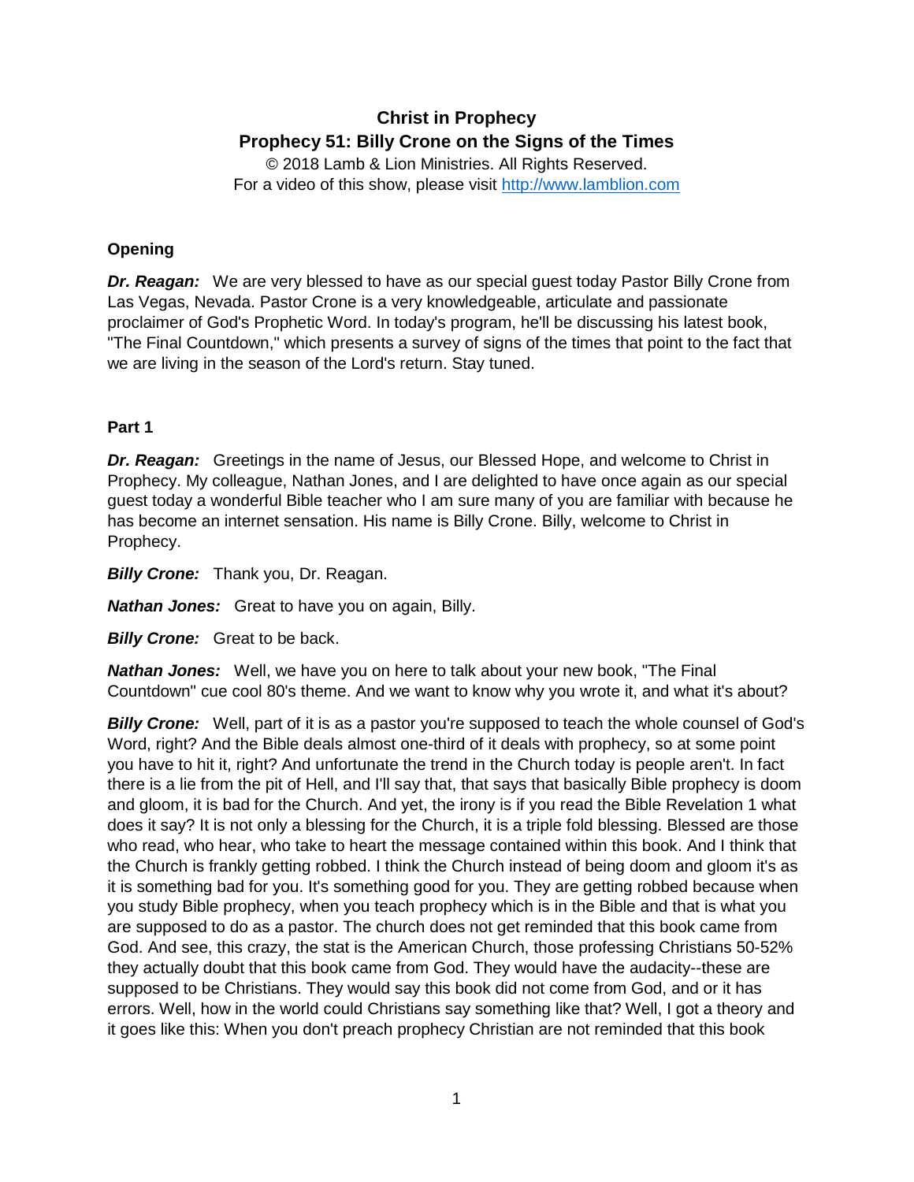# Christ in Prophecy
## Prophecy 51: Billy Crone on the Signs of the Times

© 2018 Lamb & Lion Ministries. All Rights Reserved.
For a video of this show, please visit http://www.lamblion.com

### Opening

***Dr. Reagan:*** We are very blessed to have as our special guest today Pastor Billy Crone from Las Vegas, Nevada. Pastor Crone is a very knowledgeable, articulate and passionate proclaimer of God's Prophetic Word. In today's program, he'll be discussing his latest book, "The Final Countdown," which presents a survey of signs of the times that point to the fact that we are living in the season of the Lord's return. Stay tuned.

### Part 1

***Dr. Reagan:*** Greetings in the name of Jesus, our Blessed Hope, and welcome to Christ in Prophecy. My colleague, Nathan Jones, and I are delighted to have once again as our special guest today a wonderful Bible teacher who I am sure many of you are familiar with because he has become an internet sensation. His name is Billy Crone. Billy, welcome to Christ in Prophecy.

***Billy Crone:*** Thank you, Dr. Reagan.

***Nathan Jones:*** Great to have you on again, Billy.

***Billy Crone:*** Great to be back.

***Nathan Jones:*** Well, we have you on here to talk about your new book, "The Final Countdown" cue cool 80's theme. And we want to know why you wrote it, and what it's about?

***Billy Crone:*** Well, part of it is as a pastor you're supposed to teach the whole counsel of God's Word, right? And the Bible deals almost one-third of it deals with prophecy, so at some point you have to hit it, right? And unfortunate the trend in the Church today is people aren't. In fact there is a lie from the pit of Hell, and I'll say that, that says that basically Bible prophecy is doom and gloom, it is bad for the Church. And yet, the irony is if you read the Bible Revelation 1 what does it say? It is not only a blessing for the Church, it is a triple fold blessing. Blessed are those who read, who hear, who take to heart the message contained within this book. And I think that the Church is frankly getting robbed. I think the Church instead of being doom and gloom it's as it is something bad for you. It's something good for you. They are getting robbed because when you study Bible prophecy, when you teach prophecy which is in the Bible and that is what you are supposed to do as a pastor. The church does not get reminded that this book came from God. And see, this crazy, the stat is the American Church, those professing Christians 50-52% they actually doubt that this book came from God. They would have the audacity--these are supposed to be Christians. They would say this book did not come from God, and or it has errors. Well, how in the world could Christians say something like that? Well, I got a theory and it goes like this: When you don't preach prophecy Christian are not reminded that this book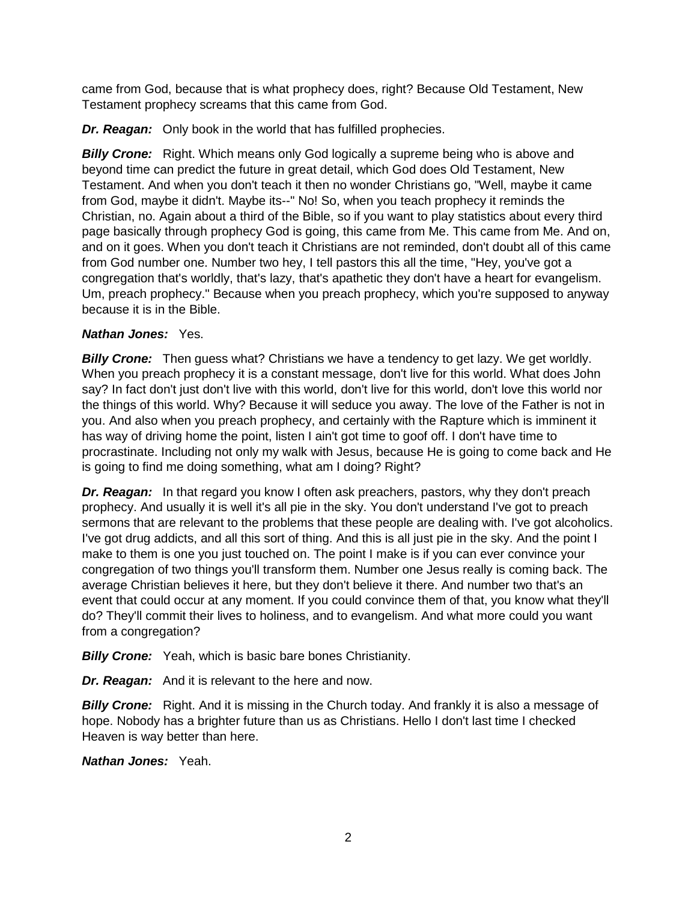came from God, because that is what prophecy does, right? Because Old Testament, New Testament prophecy screams that this came from God.

***Dr. Reagan:*** Only book in the world that has fulfilled prophecies.

***Billy Crone:*** Right. Which means only God logically a supreme being who is above and beyond time can predict the future in great detail, which God does Old Testament, New Testament. And when you don't teach it then no wonder Christians go, "Well, maybe it came from God, maybe it didn't. Maybe its--" No! So, when you teach prophecy it reminds the Christian, no. Again about a third of the Bible, so if you want to play statistics about every third page basically through prophecy God is going, this came from Me. This came from Me. And on, and on it goes. When you don't teach it Christians are not reminded, don't doubt all of this came from God number one. Number two hey, I tell pastors this all the time, "Hey, you've got a congregation that's worldly, that's lazy, that's apathetic they don't have a heart for evangelism. Um, preach prophecy." Because when you preach prophecy, which you're supposed to anyway because it is in the Bible.

***Nathan Jones:*** Yes.

***Billy Crone:*** Then guess what? Christians we have a tendency to get lazy. We get worldly. When you preach prophecy it is a constant message, don't live for this world. What does John say? In fact don't just don't live with this world, don't live for this world, don't love this world nor the things of this world. Why? Because it will seduce you away. The love of the Father is not in you. And also when you preach prophecy, and certainly with the Rapture which is imminent it has way of driving home the point, listen I ain't got time to goof off. I don't have time to procrastinate. Including not only my walk with Jesus, because He is going to come back and He is going to find me doing something, what am I doing? Right?

***Dr. Reagan:*** In that regard you know I often ask preachers, pastors, why they don't preach prophecy. And usually it is well it's all pie in the sky. You don't understand I've got to preach sermons that are relevant to the problems that these people are dealing with. I've got alcoholics. I've got drug addicts, and all this sort of thing. And this is all just pie in the sky. And the point I make to them is one you just touched on. The point I make is if you can ever convince your congregation of two things you'll transform them. Number one Jesus really is coming back. The average Christian believes it here, but they don't believe it there. And number two that's an event that could occur at any moment. If you could convince them of that, you know what they'll do? They'll commit their lives to holiness, and to evangelism. And what more could you want from a congregation?

***Billy Crone:*** Yeah, which is basic bare bones Christianity.

***Dr. Reagan:*** And it is relevant to the here and now.

***Billy Crone:*** Right. And it is missing in the Church today. And frankly it is also a message of hope. Nobody has a brighter future than us as Christians. Hello I don't last time I checked Heaven is way better than here.

***Nathan Jones:*** Yeah.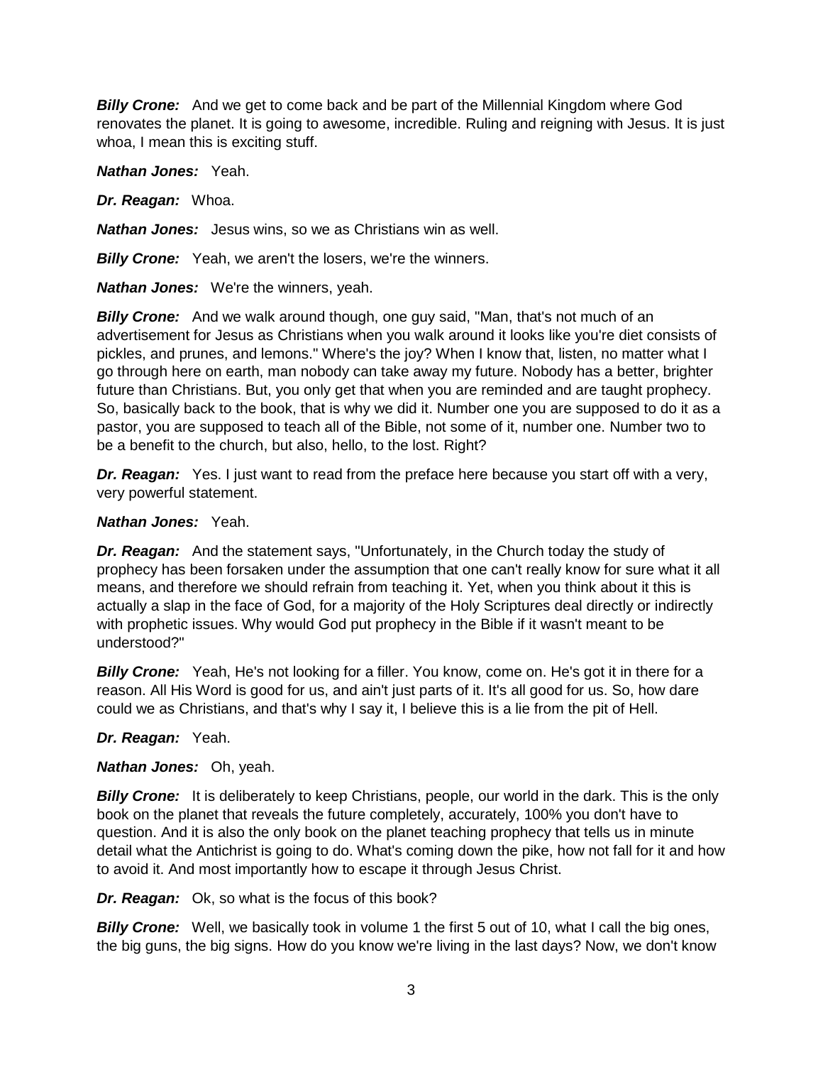***Billy Crone:*** And we get to come back and be part of the Millennial Kingdom where God renovates the planet. It is going to awesome, incredible. Ruling and reigning with Jesus. It is just whoa, I mean this is exciting stuff.

***Nathan Jones:*** Yeah.

***Dr. Reagan:*** Whoa.

***Nathan Jones:*** Jesus wins, so we as Christians win as well.

***Billy Crone:*** Yeah, we aren't the losers, we're the winners.

***Nathan Jones:*** We're the winners, yeah.

***Billy Crone:*** And we walk around though, one guy said, "Man, that's not much of an advertisement for Jesus as Christians when you walk around it looks like you're diet consists of pickles, and prunes, and lemons." Where's the joy? When I know that, listen, no matter what I go through here on earth, man nobody can take away my future. Nobody has a better, brighter future than Christians. But, you only get that when you are reminded and are taught prophecy. So, basically back to the book, that is why we did it. Number one you are supposed to do it as a pastor, you are supposed to teach all of the Bible, not some of it, number one. Number two to be a benefit to the church, but also, hello, to the lost. Right?

***Dr. Reagan:*** Yes. I just want to read from the preface here because you start off with a very, very powerful statement.

***Nathan Jones:*** Yeah.

***Dr. Reagan:*** And the statement says, "Unfortunately, in the Church today the study of prophecy has been forsaken under the assumption that one can't really know for sure what it all means, and therefore we should refrain from teaching it. Yet, when you think about it this is actually a slap in the face of God, for a majority of the Holy Scriptures deal directly or indirectly with prophetic issues. Why would God put prophecy in the Bible if it wasn't meant to be understood?"

***Billy Crone:*** Yeah, He's not looking for a filler. You know, come on. He's got it in there for a reason. All His Word is good for us, and ain't just parts of it. It's all good for us. So, how dare could we as Christians, and that's why I say it, I believe this is a lie from the pit of Hell.

***Dr. Reagan:*** Yeah.

***Nathan Jones:*** Oh, yeah.

***Billy Crone:*** It is deliberately to keep Christians, people, our world in the dark. This is the only book on the planet that reveals the future completely, accurately, 100% you don't have to question. And it is also the only book on the planet teaching prophecy that tells us in minute detail what the Antichrist is going to do. What's coming down the pike, how not fall for it and how to avoid it. And most importantly how to escape it through Jesus Christ.

***Dr. Reagan:*** Ok, so what is the focus of this book?

***Billy Crone:*** Well, we basically took in volume 1 the first 5 out of 10, what I call the big ones, the big guns, the big signs. How do you know we're living in the last days? Now, we don't know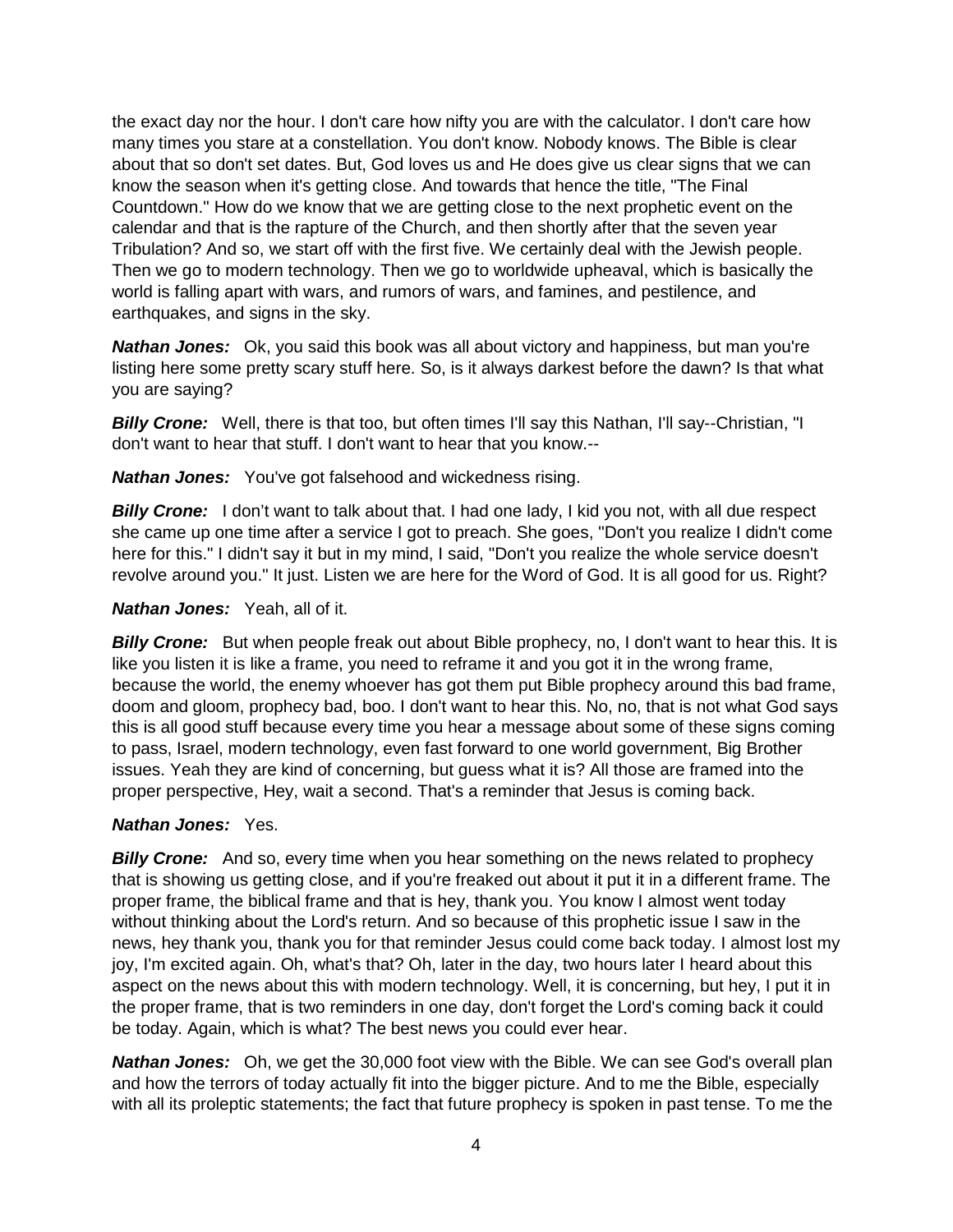the exact day nor the hour. I don't care how nifty you are with the calculator. I don't care how many times you stare at a constellation. You don't know. Nobody knows. The Bible is clear about that so don't set dates. But, God loves us and He does give us clear signs that we can know the season when it's getting close. And towards that hence the title, "The Final Countdown." How do we know that we are getting close to the next prophetic event on the calendar and that is the rapture of the Church, and then shortly after that the seven year Tribulation? And so, we start off with the first five. We certainly deal with the Jewish people. Then we go to modern technology. Then we go to worldwide upheaval, which is basically the world is falling apart with wars, and rumors of wars, and famines, and pestilence, and earthquakes, and signs in the sky.

***Nathan Jones:*** Ok, you said this book was all about victory and happiness, but man you're listing here some pretty scary stuff here. So, is it always darkest before the dawn? Is that what you are saying?

***Billy Crone:*** Well, there is that too, but often times I'll say this Nathan, I'll say--Christian, "I don't want to hear that stuff. I don't want to hear that you know.--

***Nathan Jones:*** You've got falsehood and wickedness rising.

***Billy Crone:*** I don't want to talk about that. I had one lady, I kid you not, with all due respect she came up one time after a service I got to preach. She goes, "Don't you realize I didn't come here for this." I didn't say it but in my mind, I said, "Don't you realize the whole service doesn't revolve around you." It just. Listen we are here for the Word of God. It is all good for us. Right?

***Nathan Jones:*** Yeah, all of it.

***Billy Crone:*** But when people freak out about Bible prophecy, no, I don't want to hear this. It is like you listen it is like a frame, you need to reframe it and you got it in the wrong frame, because the world, the enemy whoever has got them put Bible prophecy around this bad frame, doom and gloom, prophecy bad, boo. I don't want to hear this. No, no, that is not what God says this is all good stuff because every time you hear a message about some of these signs coming to pass, Israel, modern technology, even fast forward to one world government, Big Brother issues. Yeah they are kind of concerning, but guess what it is? All those are framed into the proper perspective, Hey, wait a second. That's a reminder that Jesus is coming back.

***Nathan Jones:*** Yes.

***Billy Crone:*** And so, every time when you hear something on the news related to prophecy that is showing us getting close, and if you're freaked out about it put it in a different frame. The proper frame, the biblical frame and that is hey, thank you. You know I almost went today without thinking about the Lord's return. And so because of this prophetic issue I saw in the news, hey thank you, thank you for that reminder Jesus could come back today. I almost lost my joy, I'm excited again. Oh, what's that? Oh, later in the day, two hours later I heard about this aspect on the news about this with modern technology. Well, it is concerning, but hey, I put it in the proper frame, that is two reminders in one day, don't forget the Lord's coming back it could be today. Again, which is what? The best news you could ever hear.

***Nathan Jones:*** Oh, we get the 30,000 foot view with the Bible. We can see God's overall plan and how the terrors of today actually fit into the bigger picture. And to me the Bible, especially with all its proleptic statements; the fact that future prophecy is spoken in past tense. To me the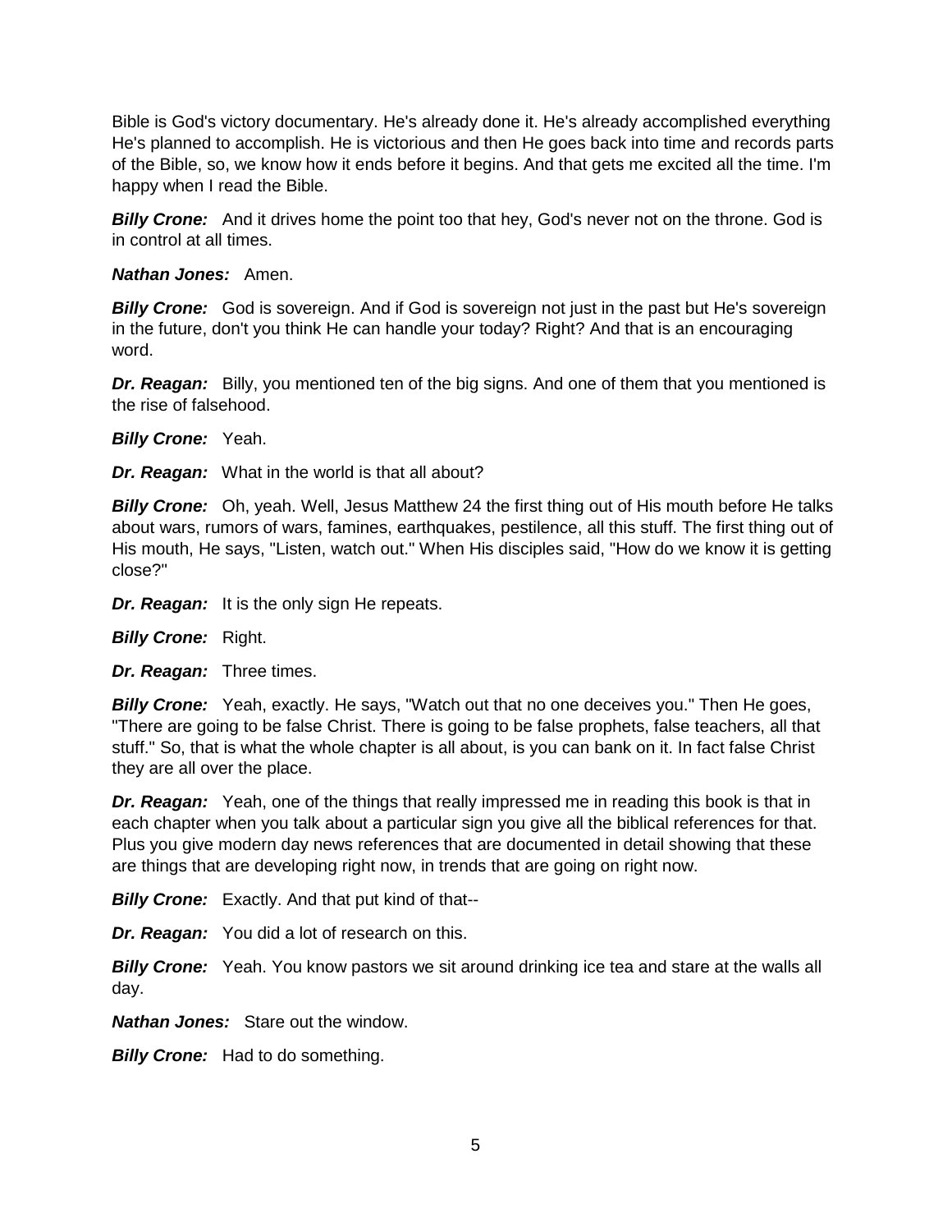Bible is God's victory documentary. He's already done it. He's already accomplished everything He's planned to accomplish. He is victorious and then He goes back into time and records parts of the Bible, so, we know how it ends before it begins. And that gets me excited all the time. I'm happy when I read the Bible.

***Billy Crone:*** And it drives home the point too that hey, God's never not on the throne. God is in control at all times.

***Nathan Jones:*** Amen.

***Billy Crone:*** God is sovereign. And if God is sovereign not just in the past but He's sovereign in the future, don't you think He can handle your today? Right? And that is an encouraging word.

***Dr. Reagan:*** Billy, you mentioned ten of the big signs. And one of them that you mentioned is the rise of falsehood.

***Billy Crone:*** Yeah.

***Dr. Reagan:*** What in the world is that all about?

***Billy Crone:*** Oh, yeah. Well, Jesus Matthew 24 the first thing out of His mouth before He talks about wars, rumors of wars, famines, earthquakes, pestilence, all this stuff. The first thing out of His mouth, He says, "Listen, watch out." When His disciples said, "How do we know it is getting close?"

***Dr. Reagan:*** It is the only sign He repeats.

***Billy Crone:*** Right.

***Dr. Reagan:*** Three times.

***Billy Crone:*** Yeah, exactly. He says, "Watch out that no one deceives you." Then He goes, "There are going to be false Christ. There is going to be false prophets, false teachers, all that stuff." So, that is what the whole chapter is all about, is you can bank on it. In fact false Christ they are all over the place.

***Dr. Reagan:*** Yeah, one of the things that really impressed me in reading this book is that in each chapter when you talk about a particular sign you give all the biblical references for that. Plus you give modern day news references that are documented in detail showing that these are things that are developing right now, in trends that are going on right now.

***Billy Crone:*** Exactly. And that put kind of that--

***Dr. Reagan:*** You did a lot of research on this.

***Billy Crone:*** Yeah. You know pastors we sit around drinking ice tea and stare at the walls all day.

***Nathan Jones:*** Stare out the window.

***Billy Crone:*** Had to do something.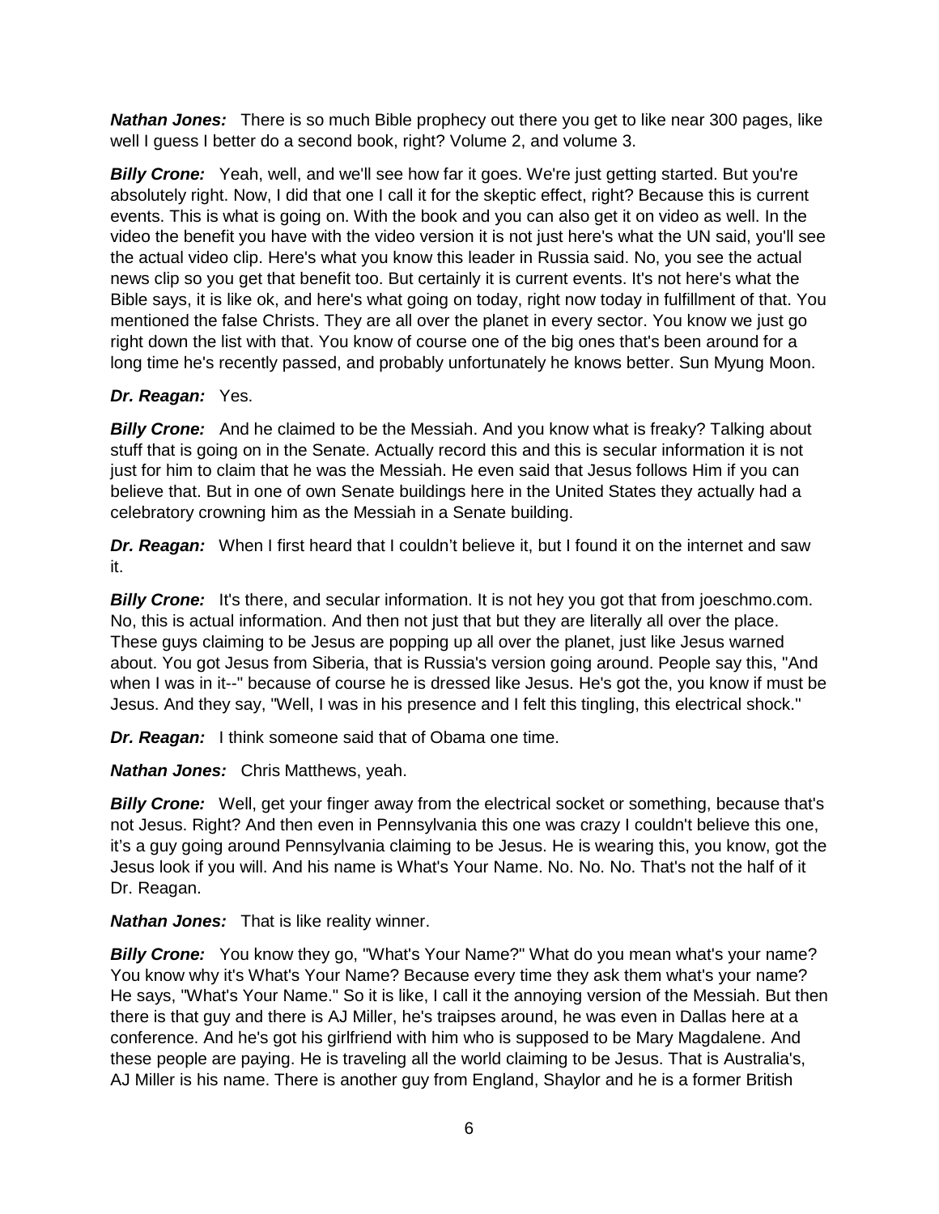***Nathan Jones:*** There is so much Bible prophecy out there you get to like near 300 pages, like well I guess I better do a second book, right? Volume 2, and volume 3.

***Billy Crone:*** Yeah, well, and we'll see how far it goes. We're just getting started. But you're absolutely right. Now, I did that one I call it for the skeptic effect, right? Because this is current events. This is what is going on. With the book and you can also get it on video as well. In the video the benefit you have with the video version it is not just here's what the UN said, you'll see the actual video clip. Here's what you know this leader in Russia said. No, you see the actual news clip so you get that benefit too. But certainly it is current events. It's not here's what the Bible says, it is like ok, and here's what going on today, right now today in fulfillment of that. You mentioned the false Christs. They are all over the planet in every sector. You know we just go right down the list with that. You know of course one of the big ones that's been around for a long time he's recently passed, and probably unfortunately he knows better. Sun Myung Moon.

***Dr. Reagan:*** Yes.

***Billy Crone:*** And he claimed to be the Messiah. And you know what is freaky? Talking about stuff that is going on in the Senate. Actually record this and this is secular information it is not just for him to claim that he was the Messiah. He even said that Jesus follows Him if you can believe that. But in one of own Senate buildings here in the United States they actually had a celebratory crowning him as the Messiah in a Senate building.

***Dr. Reagan:*** When I first heard that I couldn't believe it, but I found it on the internet and saw it.

***Billy Crone:*** It's there, and secular information. It is not hey you got that from joeschmo.com. No, this is actual information. And then not just that but they are literally all over the place. These guys claiming to be Jesus are popping up all over the planet, just like Jesus warned about. You got Jesus from Siberia, that is Russia's version going around. People say this, "And when I was in it--" because of course he is dressed like Jesus. He's got the, you know if must be Jesus. And they say, "Well, I was in his presence and I felt this tingling, this electrical shock."

***Dr. Reagan:*** I think someone said that of Obama one time.

***Nathan Jones:*** Chris Matthews, yeah.

***Billy Crone:*** Well, get your finger away from the electrical socket or something, because that's not Jesus. Right? And then even in Pennsylvania this one was crazy I couldn't believe this one, it's a guy going around Pennsylvania claiming to be Jesus. He is wearing this, you know, got the Jesus look if you will. And his name is What's Your Name. No. No. No. That's not the half of it Dr. Reagan.

***Nathan Jones:*** That is like reality winner.

***Billy Crone:*** You know they go, "What's Your Name?" What do you mean what's your name? You know why it's What's Your Name? Because every time they ask them what's your name? He says, "What's Your Name." So it is like, I call it the annoying version of the Messiah. But then there is that guy and there is AJ Miller, he's traipses around, he was even in Dallas here at a conference. And he's got his girlfriend with him who is supposed to be Mary Magdalene. And these people are paying. He is traveling all the world claiming to be Jesus. That is Australia's, AJ Miller is his name. There is another guy from England, Shaylor and he is a former British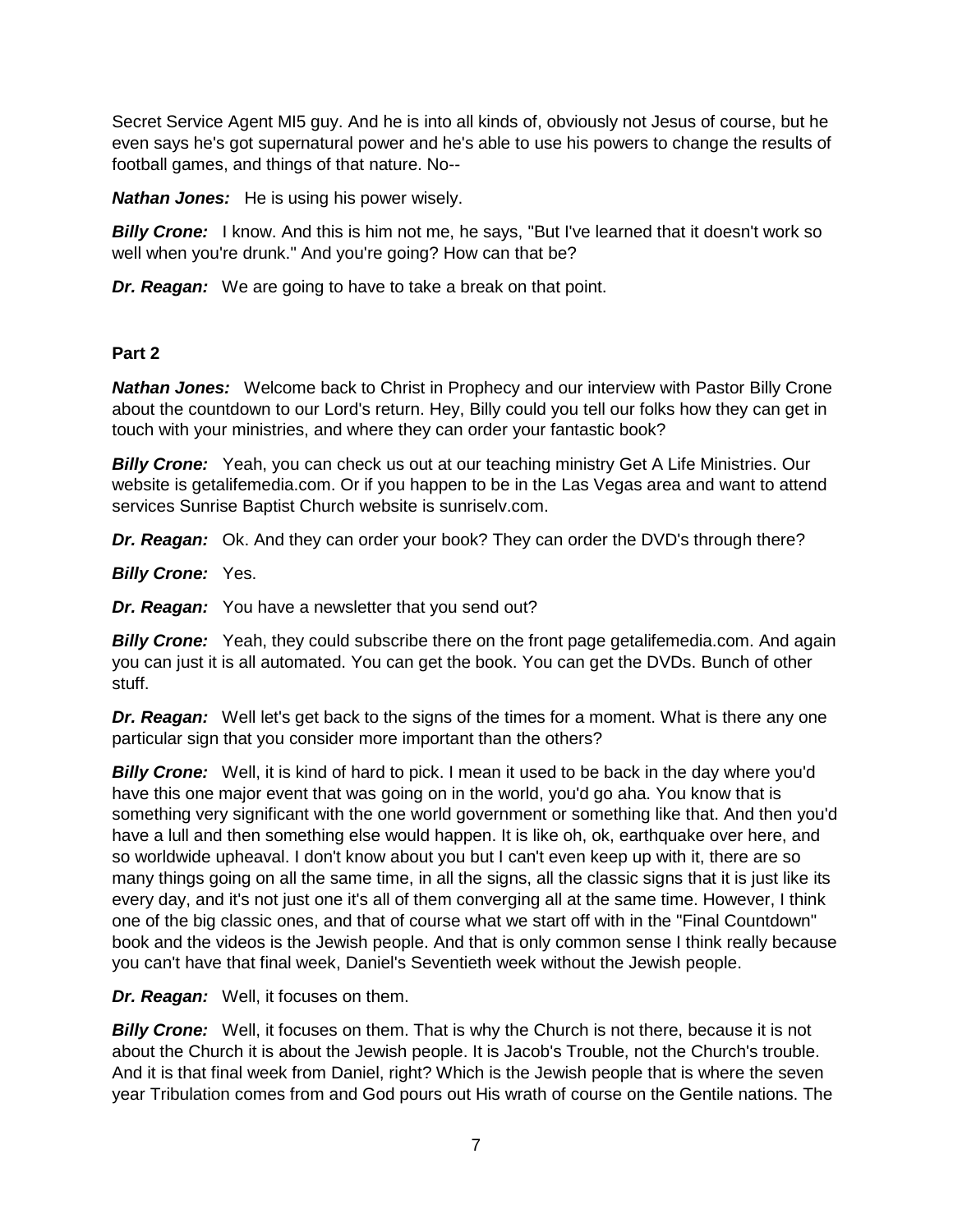Secret Service Agent MI5 guy. And he is into all kinds of, obviously not Jesus of course, but he even says he's got supernatural power and he's able to use his powers to change the results of football games, and things of that nature. No--

***Nathan Jones:*** He is using his power wisely.

***Billy Crone:*** I know. And this is him not me, he says, "But I've learned that it doesn't work so well when you're drunk." And you're going? How can that be?

***Dr. Reagan:*** We are going to have to take a break on that point.

**Part 2**

***Nathan Jones:*** Welcome back to Christ in Prophecy and our interview with Pastor Billy Crone about the countdown to our Lord's return. Hey, Billy could you tell our folks how they can get in touch with your ministries, and where they can order your fantastic book?

***Billy Crone:*** Yeah, you can check us out at our teaching ministry Get A Life Ministries. Our website is getalifemedia.com. Or if you happen to be in the Las Vegas area and want to attend services Sunrise Baptist Church website is sunriselv.com.

***Dr. Reagan:*** Ok. And they can order your book? They can order the DVD's through there?

***Billy Crone:*** Yes.

***Dr. Reagan:*** You have a newsletter that you send out?

***Billy Crone:*** Yeah, they could subscribe there on the front page getalifemedia.com. And again you can just it is all automated. You can get the book. You can get the DVDs. Bunch of other stuff.

***Dr. Reagan:*** Well let's get back to the signs of the times for a moment. What is there any one particular sign that you consider more important than the others?

***Billy Crone:*** Well, it is kind of hard to pick. I mean it used to be back in the day where you'd have this one major event that was going on in the world, you'd go aha. You know that is something very significant with the one world government or something like that. And then you'd have a lull and then something else would happen. It is like oh, ok, earthquake over here, and so worldwide upheaval. I don't know about you but I can't even keep up with it, there are so many things going on all the same time, in all the signs, all the classic signs that it is just like its every day, and it's not just one it's all of them converging all at the same time. However, I think one of the big classic ones, and that of course what we start off with in the "Final Countdown" book and the videos is the Jewish people. And that is only common sense I think really because you can't have that final week, Daniel's Seventieth week without the Jewish people.

***Dr. Reagan:*** Well, it focuses on them.

***Billy Crone:*** Well, it focuses on them. That is why the Church is not there, because it is not about the Church it is about the Jewish people. It is Jacob's Trouble, not the Church's trouble. And it is that final week from Daniel, right? Which is the Jewish people that is where the seven year Tribulation comes from and God pours out His wrath of course on the Gentile nations. The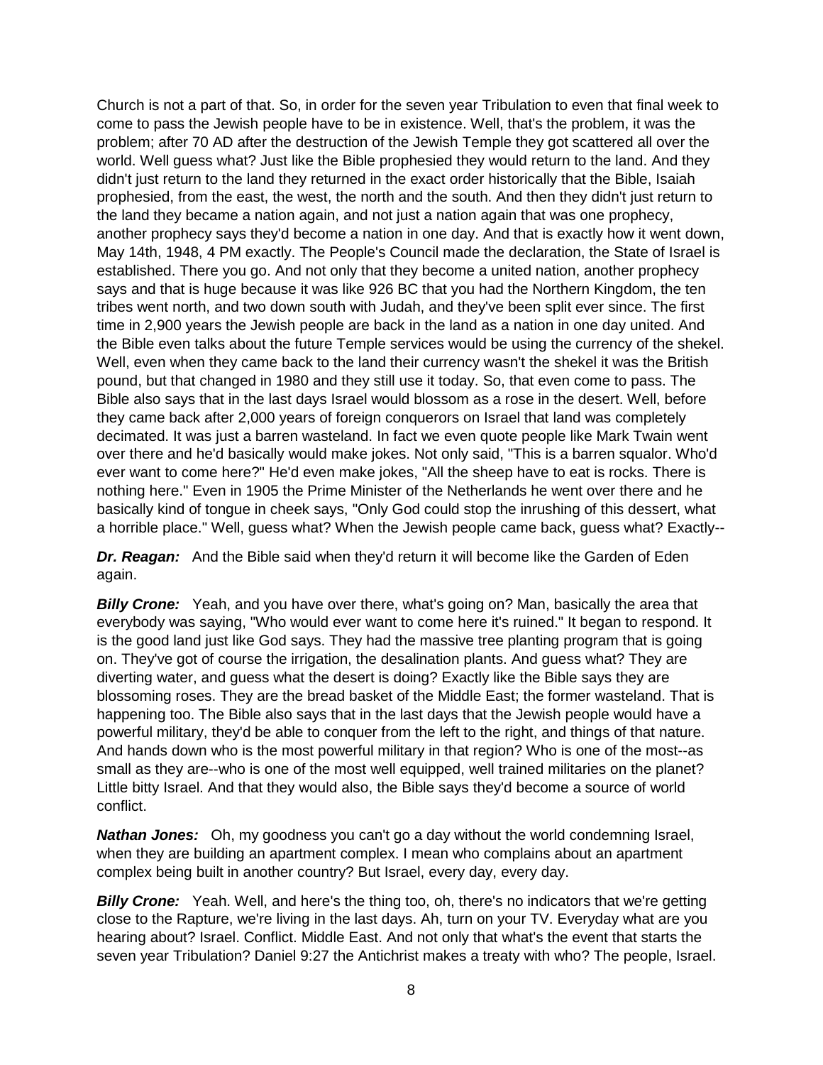Church is not a part of that. So, in order for the seven year Tribulation to even that final week to come to pass the Jewish people have to be in existence. Well, that's the problem, it was the problem; after 70 AD after the destruction of the Jewish Temple they got scattered all over the world. Well guess what? Just like the Bible prophesied they would return to the land. And they didn't just return to the land they returned in the exact order historically that the Bible, Isaiah prophesied, from the east, the west, the north and the south. And then they didn't just return to the land they became a nation again, and not just a nation again that was one prophecy, another prophecy says they'd become a nation in one day. And that is exactly how it went down, May 14th, 1948, 4 PM exactly. The People's Council made the declaration, the State of Israel is established. There you go. And not only that they become a united nation, another prophecy says and that is huge because it was like 926 BC that you had the Northern Kingdom, the ten tribes went north, and two down south with Judah, and they've been split ever since. The first time in 2,900 years the Jewish people are back in the land as a nation in one day united. And the Bible even talks about the future Temple services would be using the currency of the shekel. Well, even when they came back to the land their currency wasn't the shekel it was the British pound, but that changed in 1980 and they still use it today. So, that even come to pass. The Bible also says that in the last days Israel would blossom as a rose in the desert. Well, before they came back after 2,000 years of foreign conquerors on Israel that land was completely decimated. It was just a barren wasteland. In fact we even quote people like Mark Twain went over there and he'd basically would make jokes. Not only said, "This is a barren squalor. Who'd ever want to come here?" He'd even make jokes, "All the sheep have to eat is rocks. There is nothing here." Even in 1905 the Prime Minister of the Netherlands he went over there and he basically kind of tongue in cheek says, "Only God could stop the inrushing of this dessert, what a horrible place." Well, guess what? When the Jewish people came back, guess what? Exactly--

***Dr. Reagan:*** And the Bible said when they'd return it will become like the Garden of Eden again.

***Billy Crone:*** Yeah, and you have over there, what's going on? Man, basically the area that everybody was saying, "Who would ever want to come here it's ruined." It began to respond. It is the good land just like God says. They had the massive tree planting program that is going on. They've got of course the irrigation, the desalination plants. And guess what? They are diverting water, and guess what the desert is doing? Exactly like the Bible says they are blossoming roses. They are the bread basket of the Middle East; the former wasteland. That is happening too. The Bible also says that in the last days that the Jewish people would have a powerful military, they'd be able to conquer from the left to the right, and things of that nature. And hands down who is the most powerful military in that region? Who is one of the most--as small as they are--who is one of the most well equipped, well trained militaries on the planet? Little bitty Israel. And that they would also, the Bible says they'd become a source of world conflict.

***Nathan Jones:*** Oh, my goodness you can't go a day without the world condemning Israel, when they are building an apartment complex. I mean who complains about an apartment complex being built in another country? But Israel, every day, every day.

***Billy Crone:*** Yeah. Well, and here's the thing too, oh, there's no indicators that we're getting close to the Rapture, we're living in the last days. Ah, turn on your TV. Everyday what are you hearing about? Israel. Conflict. Middle East. And not only that what's the event that starts the seven year Tribulation? Daniel 9:27 the Antichrist makes a treaty with who? The people, Israel.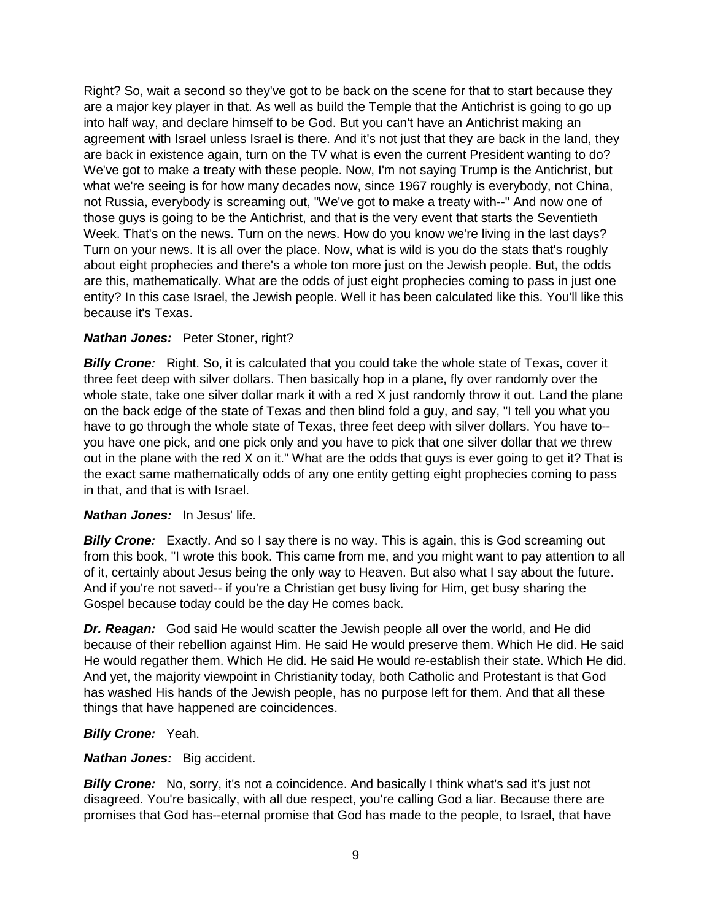Right? So, wait a second so they've got to be back on the scene for that to start because they are a major key player in that. As well as build the Temple that the Antichrist is going to go up into half way, and declare himself to be God. But you can't have an Antichrist making an agreement with Israel unless Israel is there. And it's not just that they are back in the land, they are back in existence again, turn on the TV what is even the current President wanting to do? We've got to make a treaty with these people. Now, I'm not saying Trump is the Antichrist, but what we're seeing is for how many decades now, since 1967 roughly is everybody, not China, not Russia, everybody is screaming out, "We've got to make a treaty with--" And now one of those guys is going to be the Antichrist, and that is the very event that starts the Seventieth Week. That's on the news. Turn on the news. How do you know we're living in the last days? Turn on your news. It is all over the place. Now, what is wild is you do the stats that's roughly about eight prophecies and there's a whole ton more just on the Jewish people. But, the odds are this, mathematically. What are the odds of just eight prophecies coming to pass in just one entity? In this case Israel, the Jewish people. Well it has been calculated like this. You'll like this because it's Texas.

***Nathan Jones:*** Peter Stoner, right?

***Billy Crone:*** Right. So, it is calculated that you could take the whole state of Texas, cover it three feet deep with silver dollars. Then basically hop in a plane, fly over randomly over the whole state, take one silver dollar mark it with a red X just randomly throw it out. Land the plane on the back edge of the state of Texas and then blind fold a guy, and say, "I tell you what you have to go through the whole state of Texas, three feet deep with silver dollars. You have to-- you have one pick, and one pick only and you have to pick that one silver dollar that we threw out in the plane with the red X on it." What are the odds that guys is ever going to get it? That is the exact same mathematically odds of any one entity getting eight prophecies coming to pass in that, and that is with Israel.

***Nathan Jones:*** In Jesus' life.

***Billy Crone:*** Exactly. And so I say there is no way. This is again, this is God screaming out from this book, "I wrote this book. This came from me, and you might want to pay attention to all of it, certainly about Jesus being the only way to Heaven. But also what I say about the future. And if you're not saved-- if you're a Christian get busy living for Him, get busy sharing the Gospel because today could be the day He comes back.

***Dr. Reagan:*** God said He would scatter the Jewish people all over the world, and He did because of their rebellion against Him. He said He would preserve them. Which He did. He said He would regather them. Which He did. He said He would re-establish their state. Which He did. And yet, the majority viewpoint in Christianity today, both Catholic and Protestant is that God has washed His hands of the Jewish people, has no purpose left for them. And that all these things that have happened are coincidences.

***Billy Crone:*** Yeah.

***Nathan Jones:*** Big accident.

***Billy Crone:*** No, sorry, it's not a coincidence. And basically I think what's sad it's just not disagreed. You're basically, with all due respect, you're calling God a liar. Because there are promises that God has--eternal promise that God has made to the people, to Israel, that have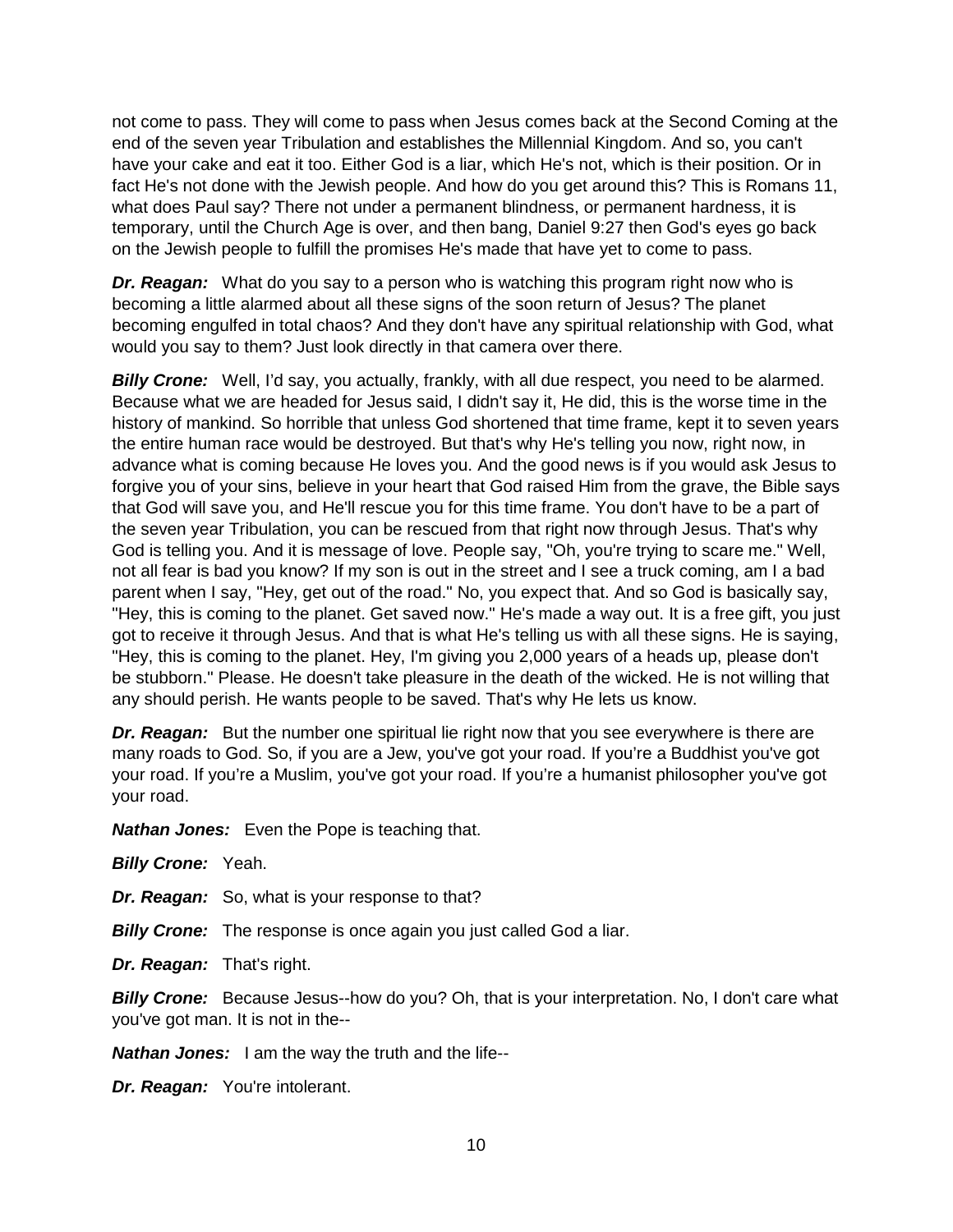not come to pass. They will come to pass when Jesus comes back at the Second Coming at the end of the seven year Tribulation and establishes the Millennial Kingdom. And so, you can't have your cake and eat it too. Either God is a liar, which He's not, which is their position. Or in fact He's not done with the Jewish people. And how do you get around this? This is Romans 11, what does Paul say? There not under a permanent blindness, or permanent hardness, it is temporary, until the Church Age is over, and then bang, Daniel 9:27 then God's eyes go back on the Jewish people to fulfill the promises He's made that have yet to come to pass.

***Dr. Reagan:*** What do you say to a person who is watching this program right now who is becoming a little alarmed about all these signs of the soon return of Jesus? The planet becoming engulfed in total chaos? And they don't have any spiritual relationship with God, what would you say to them? Just look directly in that camera over there.

***Billy Crone:*** Well, I'd say, you actually, frankly, with all due respect, you need to be alarmed. Because what we are headed for Jesus said, I didn't say it, He did, this is the worse time in the history of mankind. So horrible that unless God shortened that time frame, kept it to seven years the entire human race would be destroyed. But that's why He's telling you now, right now, in advance what is coming because He loves you. And the good news is if you would ask Jesus to forgive you of your sins, believe in your heart that God raised Him from the grave, the Bible says that God will save you, and He'll rescue you for this time frame. You don't have to be a part of the seven year Tribulation, you can be rescued from that right now through Jesus. That's why God is telling you. And it is message of love. People say, "Oh, you're trying to scare me." Well, not all fear is bad you know? If my son is out in the street and I see a truck coming, am I a bad parent when I say, "Hey, get out of the road." No, you expect that. And so God is basically say, "Hey, this is coming to the planet. Get saved now." He's made a way out. It is a free gift, you just got to receive it through Jesus. And that is what He's telling us with all these signs. He is saying, "Hey, this is coming to the planet. Hey, I'm giving you 2,000 years of a heads up, please don't be stubborn." Please. He doesn't take pleasure in the death of the wicked. He is not willing that any should perish. He wants people to be saved. That's why He lets us know.

***Dr. Reagan:*** But the number one spiritual lie right now that you see everywhere is there are many roads to God. So, if you are a Jew, you've got your road. If you're a Buddhist you've got your road. If you're a Muslim, you've got your road. If you're a humanist philosopher you've got your road.

***Nathan Jones:*** Even the Pope is teaching that.

***Billy Crone:*** Yeah.

***Dr. Reagan:*** So, what is your response to that?

***Billy Crone:*** The response is once again you just called God a liar.

***Dr. Reagan:*** That's right.

***Billy Crone:*** Because Jesus--how do you? Oh, that is your interpretation. No, I don't care what you've got man. It is not in the--

***Nathan Jones:*** I am the way the truth and the life--

***Dr. Reagan:*** You're intolerant.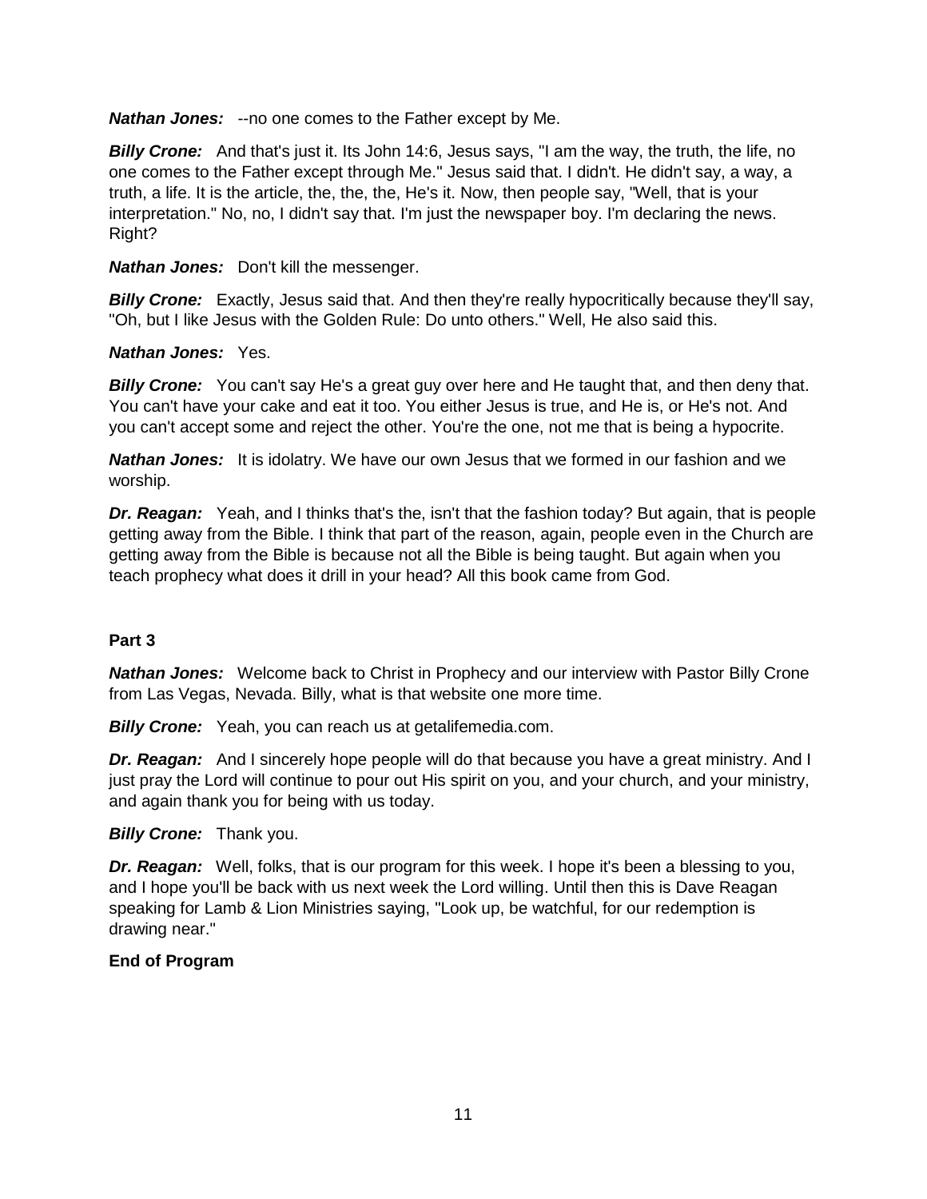***Nathan Jones:*** --no one comes to the Father except by Me.

***Billy Crone:*** And that's just it. Its John 14:6, Jesus says, "I am the way, the truth, the life, no one comes to the Father except through Me." Jesus said that. I didn't. He didn't say, a way, a truth, a life. It is the article, the, the, the, He's it. Now, then people say, "Well, that is your interpretation." No, no, I didn't say that. I'm just the newspaper boy. I'm declaring the news. Right?

***Nathan Jones:*** Don't kill the messenger.

***Billy Crone:*** Exactly, Jesus said that. And then they're really hypocritically because they'll say, "Oh, but I like Jesus with the Golden Rule: Do unto others." Well, He also said this.

***Nathan Jones:*** Yes.

***Billy Crone:*** You can't say He's a great guy over here and He taught that, and then deny that. You can't have your cake and eat it too. You either Jesus is true, and He is, or He's not. And you can't accept some and reject the other. You're the one, not me that is being a hypocrite.

***Nathan Jones:*** It is idolatry. We have our own Jesus that we formed in our fashion and we worship.

***Dr. Reagan:*** Yeah, and I thinks that's the, isn't that the fashion today? But again, that is people getting away from the Bible. I think that part of the reason, again, people even in the Church are getting away from the Bible is because not all the Bible is being taught. But again when you teach prophecy what does it drill in your head? All this book came from God.

**Part 3**

***Nathan Jones:*** Welcome back to Christ in Prophecy and our interview with Pastor Billy Crone from Las Vegas, Nevada. Billy, what is that website one more time.

***Billy Crone:*** Yeah, you can reach us at getalifemedia.com.

***Dr. Reagan:*** And I sincerely hope people will do that because you have a great ministry. And I just pray the Lord will continue to pour out His spirit on you, and your church, and your ministry, and again thank you for being with us today.

***Billy Crone:*** Thank you.

***Dr. Reagan:*** Well, folks, that is our program for this week. I hope it's been a blessing to you, and I hope you'll be back with us next week the Lord willing. Until then this is Dave Reagan speaking for Lamb & Lion Ministries saying, "Look up, be watchful, for our redemption is drawing near."

**End of Program**